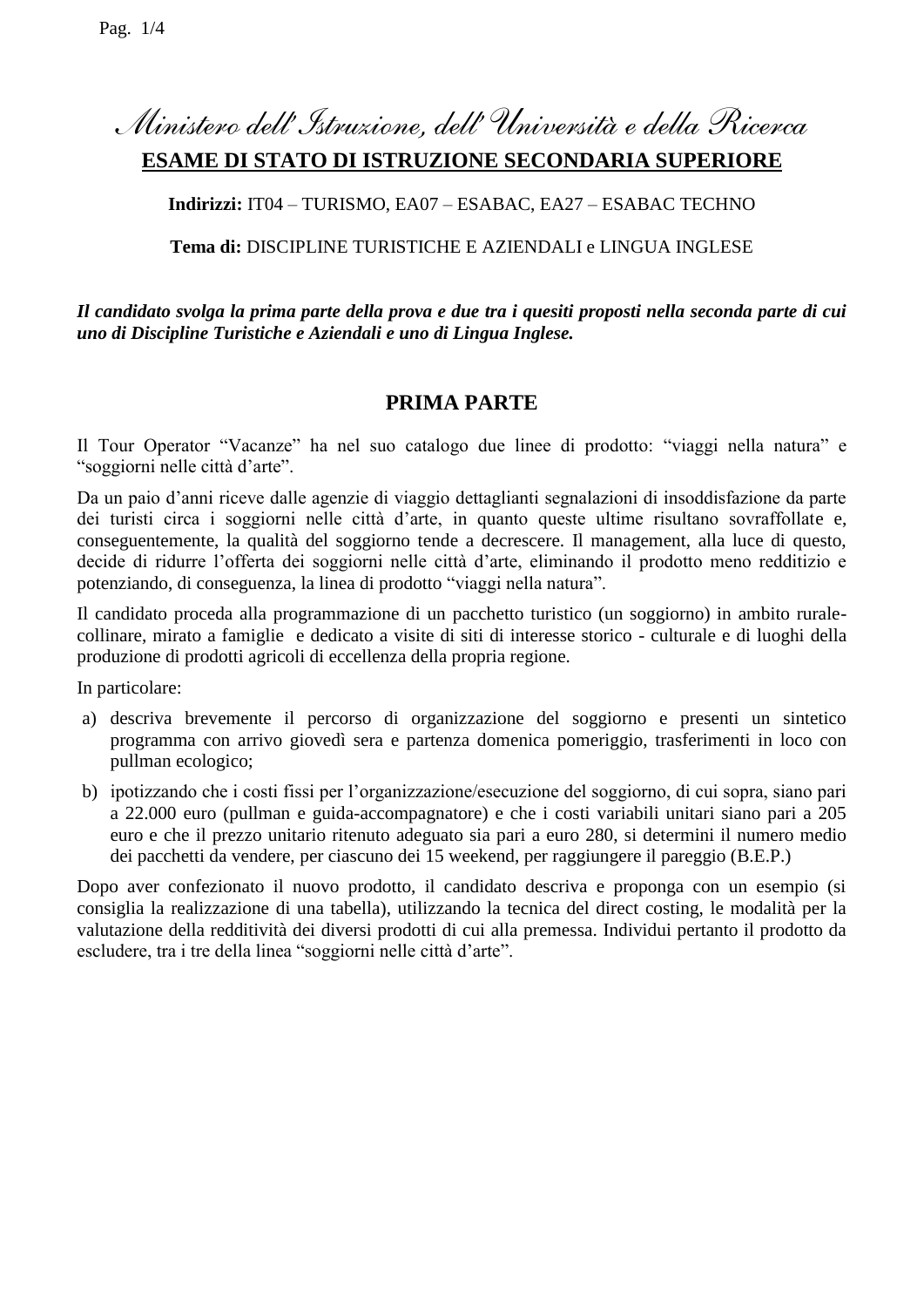# *Ministero dell'Istruzione, dell'Università e della Ricerca*

## ESAME DI STATO DI ISTRUZIONE SECONDARIA SUPERIORE

**Indirizzi:** IT04 – TURISMO, EA07 – ESABAC, EA27 – ESABAC TECHNO

**Tema di:** DISCIPLINE TURISTICHE E AZIENDALI e LINGUA INGLESE

***Il candidato svolga la prima parte della prova e due tra i quesiti proposti nella seconda parte di cui uno di Discipline Turistiche e Aziendali e uno di Lingua Inglese.***

## PRIMA PARTE

Il Tour Operator "Vacanze" ha nel suo catalogo due linee di prodotto: "viaggi nella natura" e "soggiorni nelle città d'arte".

Da un paio d'anni riceve dalle agenzie di viaggio dettaglianti segnalazioni di insoddisfazione da parte dei turisti circa i soggiorni nelle città d'arte, in quanto queste ultime risultano sovraffollate e, conseguentemente, la qualità del soggiorno tende a decrescere. Il management, alla luce di questo, decide di ridurre l'offerta dei soggiorni nelle città d'arte, eliminando il prodotto meno redditizio e potenziando, di conseguenza, la linea di prodotto "viaggi nella natura".

Il candidato proceda alla programmazione di un pacchetto turistico (un soggiorno) in ambito rurale-collinare, mirato a famiglie e dedicato a visite di siti di interesse storico - culturale e di luoghi della produzione di prodotti agricoli di eccellenza della propria regione.

In particolare:

a) descriva brevemente il percorso di organizzazione del soggiorno e presenti un sintetico programma con arrivo giovedì sera e partenza domenica pomeriggio, trasferimenti in loco con pullman ecologico;

b) ipotizzando che i costi fissi per l'organizzazione/esecuzione del soggiorno, di cui sopra, siano pari a 22.000 euro (pullman e guida-accompagnatore) e che i costi variabili unitari siano pari a 205 euro e che il prezzo unitario ritenuto adeguato sia pari a euro 280, si determini il numero medio dei pacchetti da vendere, per ciascuno dei 15 weekend, per raggiungere il pareggio (B.E.P.)

Dopo aver confezionato il nuovo prodotto, il candidato descriva e proponga con un esempio (si consiglia la realizzazione di una tabella), utilizzando la tecnica del direct costing, le modalità per la valutazione della redditività dei diversi prodotti di cui alla premessa. Individui pertanto il prodotto da escludere, tra i tre della linea "soggiorni nelle città d'arte".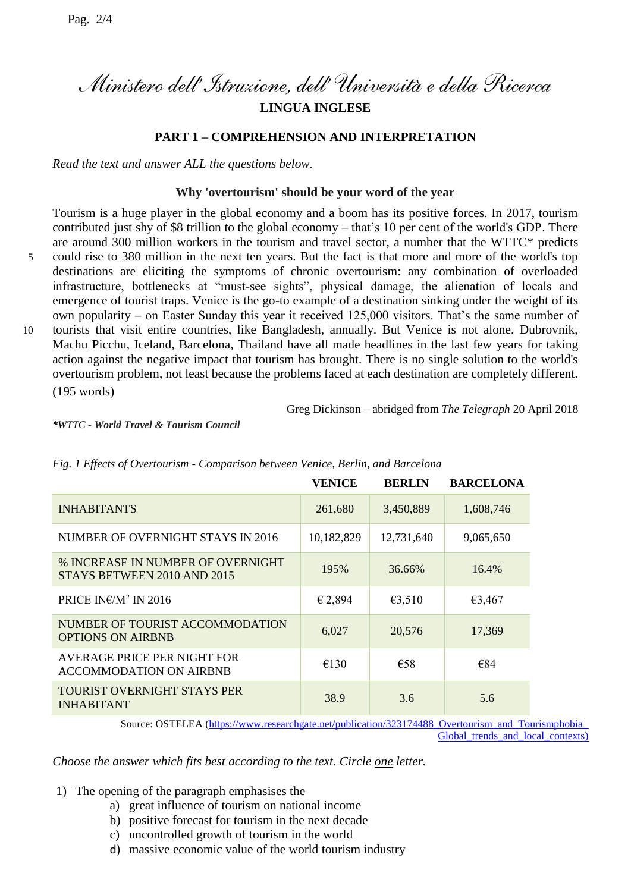*Ministero dell'Istruzione, dell'Università e della Ricerca*

**LINGUA INGLESE**

## PART 1 – COMPREHENSION AND INTERPRETATION

*Read the text and answer ALL the questions below.*

### Why 'overtourism' should be your word of the year

Tourism is a huge player in the global economy and a boom has its positive forces. In 2017, tourism contributed just shy of $8 trillion to the global economy – that's 10 per cent of the world's GDP. There are around 300 million workers in the tourism and travel sector, a number that the WTTC* predicts could rise to 380 million in the next ten years. But the fact is that more and more of the world's top destinations are eliciting the symptoms of chronic overtourism: any combination of overloaded infrastructure, bottlenecks at "must-see sights", physical damage, the alienation of locals and emergence of tourist traps. Venice is the go-to example of a destination sinking under the weight of its own popularity – on Easter Sunday this year it received 125,000 visitors. That's the same number of tourists that visit entire countries, like Bangladesh, annually. But Venice is not alone. Dubrovnik, Machu Picchu, Iceland, Barcelona, Thailand have all made headlines in the last few years for taking action against the negative impact that tourism has brought. There is no single solution to the world's overtourism problem, not least because the problems faced at each destination are completely different. (195 words)

Greg Dickinson – abridged from *The Telegraph* 20 April 2018

****WTTC - World Travel & Tourism Council***

*Fig. 1 Effects of Overtourism - Comparison between Venice, Berlin, and Barcelona*

| | VENICE | BERLIN | BARCELONA |
|---|---|---|---|
| INHABITANTS | 261,680 | 3,450,889 | 1,608,746 |
| NUMBER OF OVERNIGHT STAYS IN 2016 | 10,182,829 | 12,731,640 | 9,065,650 |
| % INCREASE IN NUMBER OF OVERNIGHT STAYS BETWEEN 2010 AND 2015 | 195% | 36.66% | 16.4% |
| PRICE IN€/M$^2$ IN 2016 | € 2,894 | €3,510 | €3,467 |
| NUMBER OF TOURIST ACCOMMODATION OPTIONS ON AIRBNB | 6,027 | 20,576 | 17,369 |
| AVERAGE PRICE PER NIGHT FOR ACCOMMODATION ON AIRBNB | €130 | €58 | €84 |
| TOURIST OVERNIGHT STAYS PER INHABITANT | 38.9 | 3.6 | 5.6 |

Source: OSTELEA (https://www.researchgate.net/publication/323174488_Overtourism_and_Tourismphobia_Global_trends_and_local_contexts)

*Choose the answer which fits best according to the text. Circle one letter.*

1) The opening of the paragraph emphasises the
   a) great influence of tourism on national income
   b) positive forecast for tourism in the next decade
   c) uncontrolled growth of tourism in the world
   d) massive economic value of the world tourism industry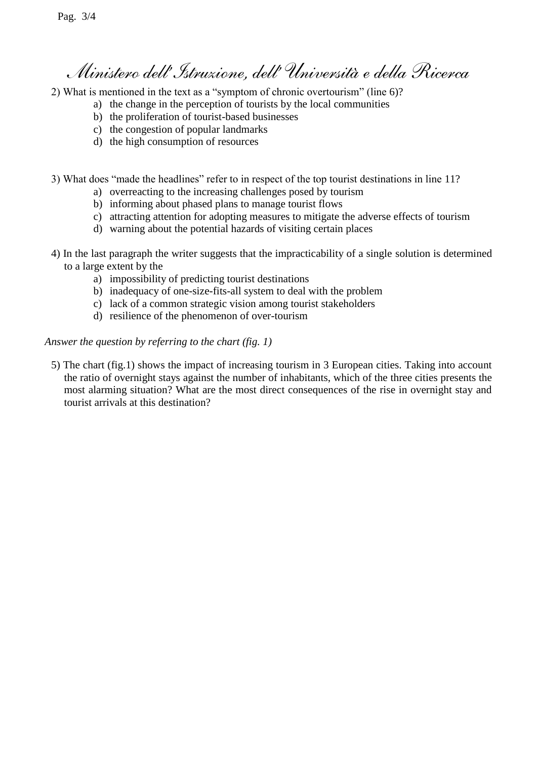2) What is mentioned in the text as a "symptom of chronic overtourism" (line 6)?

   a) the change in the perception of tourists by the local communities
   b) the proliferation of tourist-based businesses
   c) the congestion of popular landmarks
   d) the high consumption of resources

3) What does "made the headlines" refer to in respect of the top tourist destinations in line 11?

   a) overreacting to the increasing challenges posed by tourism
   b) informing about phased plans to manage tourist flows
   c) attracting attention for adopting measures to mitigate the adverse effects of tourism
   d) warning about the potential hazards of visiting certain places

4) In the last paragraph the writer suggests that the impracticability of a single solution is determined to a large extent by the

   a) impossibility of predicting tourist destinations
   b) inadequacy of one-size-fits-all system to deal with the problem
   c) lack of a common strategic vision among tourist stakeholders
   d) resilience of the phenomenon of over-tourism

*Answer the question by referring to the chart (fig. 1)*

5) The chart (fig.1) shows the impact of increasing tourism in 3 European cities. Taking into account the ratio of overnight stays against the number of inhabitants, which of the three cities presents the most alarming situation? What are the most direct consequences of the rise in overnight stay and tourist arrivals at this destination?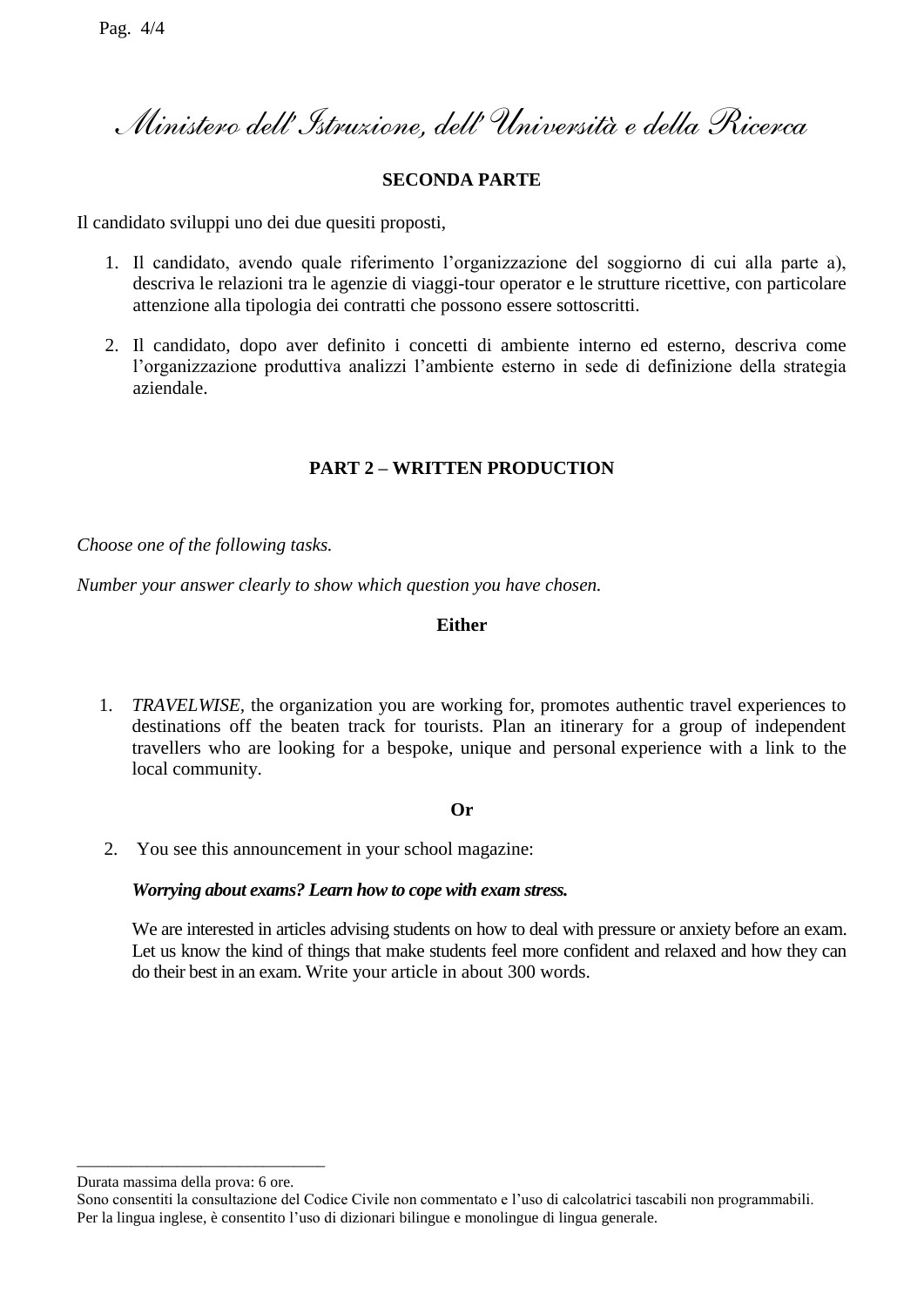*Ministero dell'Istruzione, dell'Università e della Ricerca*

## SECONDA PARTE

Il candidato sviluppi uno dei due quesiti proposti,

1. Il candidato, avendo quale riferimento l'organizzazione del soggiorno di cui alla parte a), descriva le relazioni tra le agenzie di viaggi-tour operator e le strutture ricettive, con particolare attenzione alla tipologia dei contratti che possono essere sottoscritti.

2. Il candidato, dopo aver definito i concetti di ambiente interno ed esterno, descriva come l'organizzazione produttiva analizzi l'ambiente esterno in sede di definizione della strategia aziendale.

## PART 2 – WRITTEN PRODUCTION

*Choose one of the following tasks.*

*Number your answer clearly to show which question you have chosen.*

**Either**

1. *TRAVELWISE*, the organization you are working for, promotes authentic travel experiences to destinations off the beaten track for tourists. Plan an itinerary for a group of independent travellers who are looking for a bespoke, unique and personal experience with a link to the local community.

**Or**

2. You see this announcement in your school magazine:

   ***Worrying about exams? Learn how to cope with exam stress.***

   We are interested in articles advising students on how to deal with pressure or anxiety before an exam. Let us know the kind of things that make students feel more confident and relaxed and how they can do their best in an exam. Write your article in about 300 words.

---

Durata massima della prova: 6 ore.
Sono consentiti la consultazione del Codice Civile non commentato e l'uso di calcolatrici tascabili non programmabili.
Per la lingua inglese, è consentito l'uso di dizionari bilingue e monolingue di lingua generale.